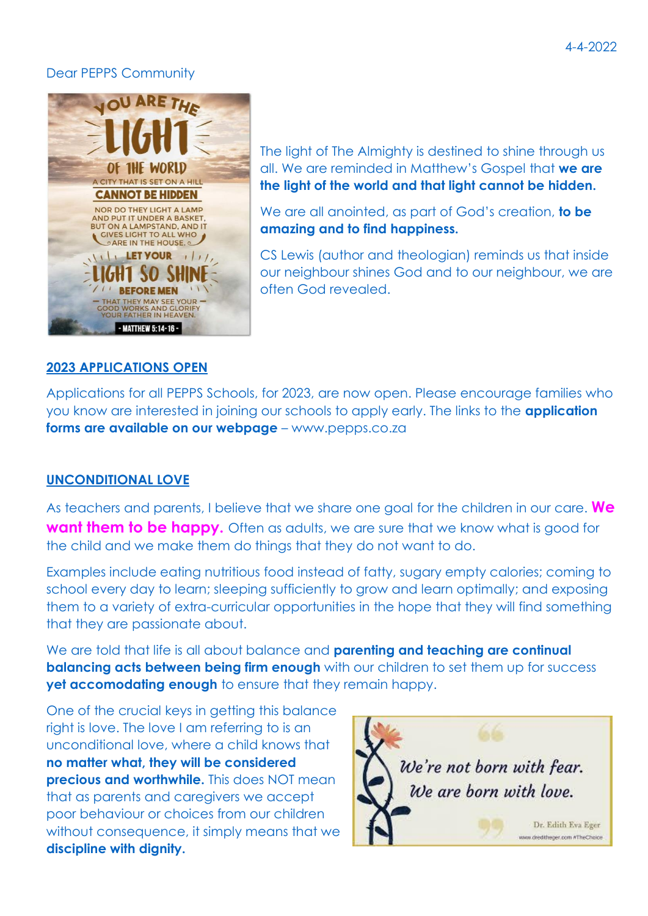4-4-2022

Dear PEPPS Community

The light of The Almighty is destined to shine through us all. We are reminded in Matthew's Gospel that **we are the light of the world and that light cannot be hidden.**

We are all anointed, as part of God's creation, **to be amazing and to find happiness.**

CS Lewis (author and theologian) reminds us that inside our neighbour shines God and to our neighbour, we are often God revealed.

## 2023 APPLICATIONS OPEN

Applications for all PEPPS Schools, for 2023, are now open. Please encourage families who you know are interested in joining our schools to apply early. The links to the **application forms are available on our webpage** – www.pepps.co.za

## UNCONDITIONAL LOVE

As teachers and parents, I believe that we share one goal for the children in our care. **We want them to be happy.** Often as adults, we are sure that we know what is good for the child and we make them do things that they do not want to do.

Examples include eating nutritious food instead of fatty, sugary empty calories; coming to school every day to learn; sleeping sufficiently to grow and learn optimally; and exposing them to a variety of extra-curricular opportunities in the hope that they will find something that they are passionate about.

We are told that life is all about balance and **parenting and teaching are continual balancing acts between being firm enough** with our children to set them up for success **yet accomodating enough** to ensure that they remain happy.

One of the crucial keys in getting this balance right is love. The love I am referring to is an unconditional love, where a child knows that **no matter what, they will be considered precious and worthwhile.** This does NOT mean that as parents and caregivers we accept poor behaviour or choices from our children without consequence, it simply means that we **discipline with dignity.**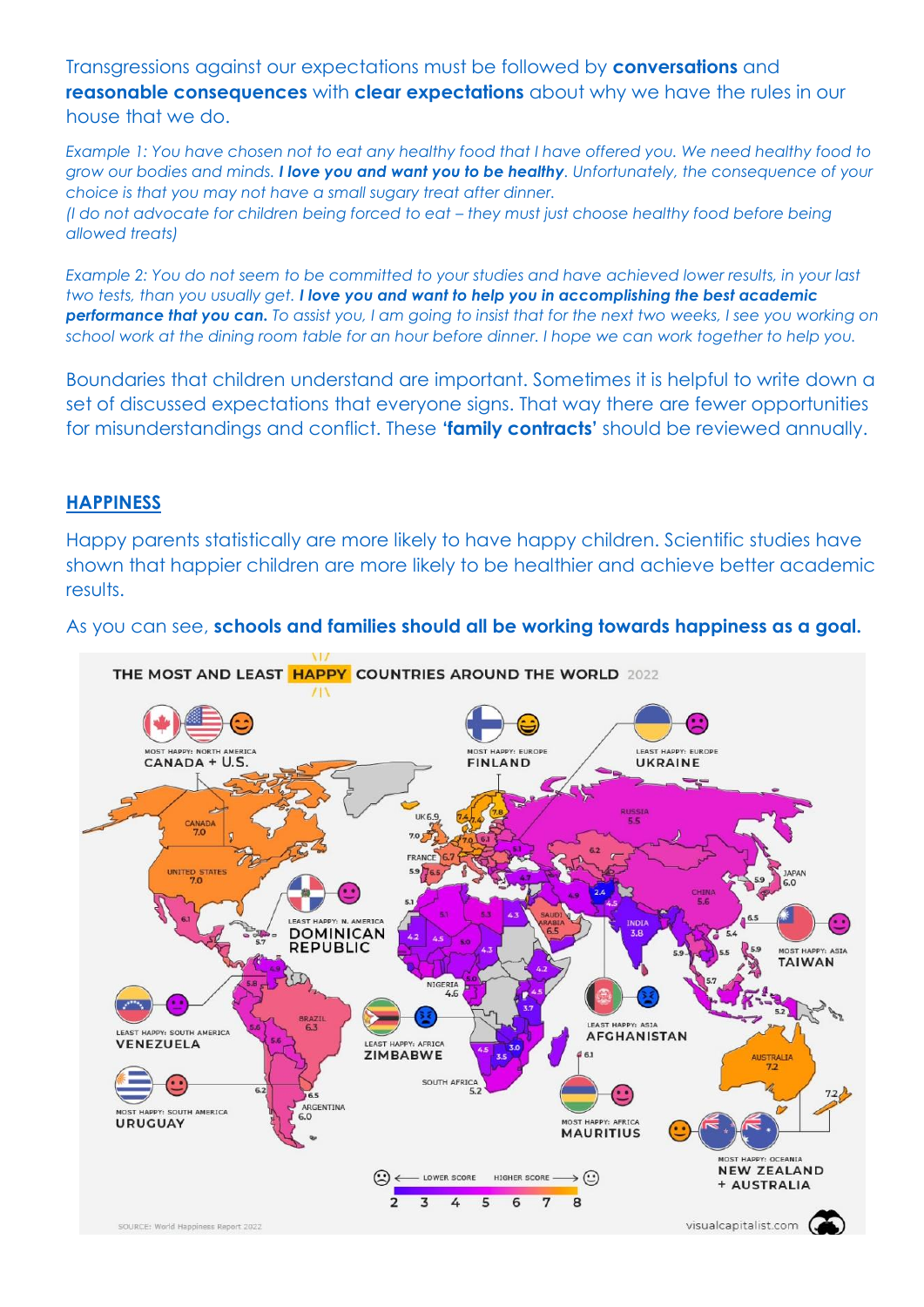Transgressions against our expectations must be followed by **conversations** and **reasonable consequences** with **clear expectations** about why we have the rules in our house that we do.

*Example 1: You have chosen not to eat any healthy food that I have offered you. We need healthy food to grow our bodies and minds.* ***I love you and want you to be healthy****. Unfortunately, the consequence of your choice is that you may not have a small sugary treat after dinner.*
*(I do not advocate for children being forced to eat – they must just choose healthy food before being allowed treats)*

*Example 2: You do not seem to be committed to your studies and have achieved lower results, in your last two tests, than you usually get.* ***I love you and want to help you in accomplishing the best academic performance that you can.*** *To assist you, I am going to insist that for the next two weeks, I see you working on school work at the dining room table for an hour before dinner. I hope we can work together to help you.*

Boundaries that children understand are important. Sometimes it is helpful to write down a set of discussed expectations that everyone signs. That way there are fewer opportunities for misunderstandings and conflict. These **'family contracts'** should be reviewed annually.

## HAPPINESS

Happy parents statistically are more likely to have happy children. Scientific studies have shown that happier children are more likely to be healthier and achieve better academic results.

As you can see, **schools and families should all be working towards happiness as a goal.**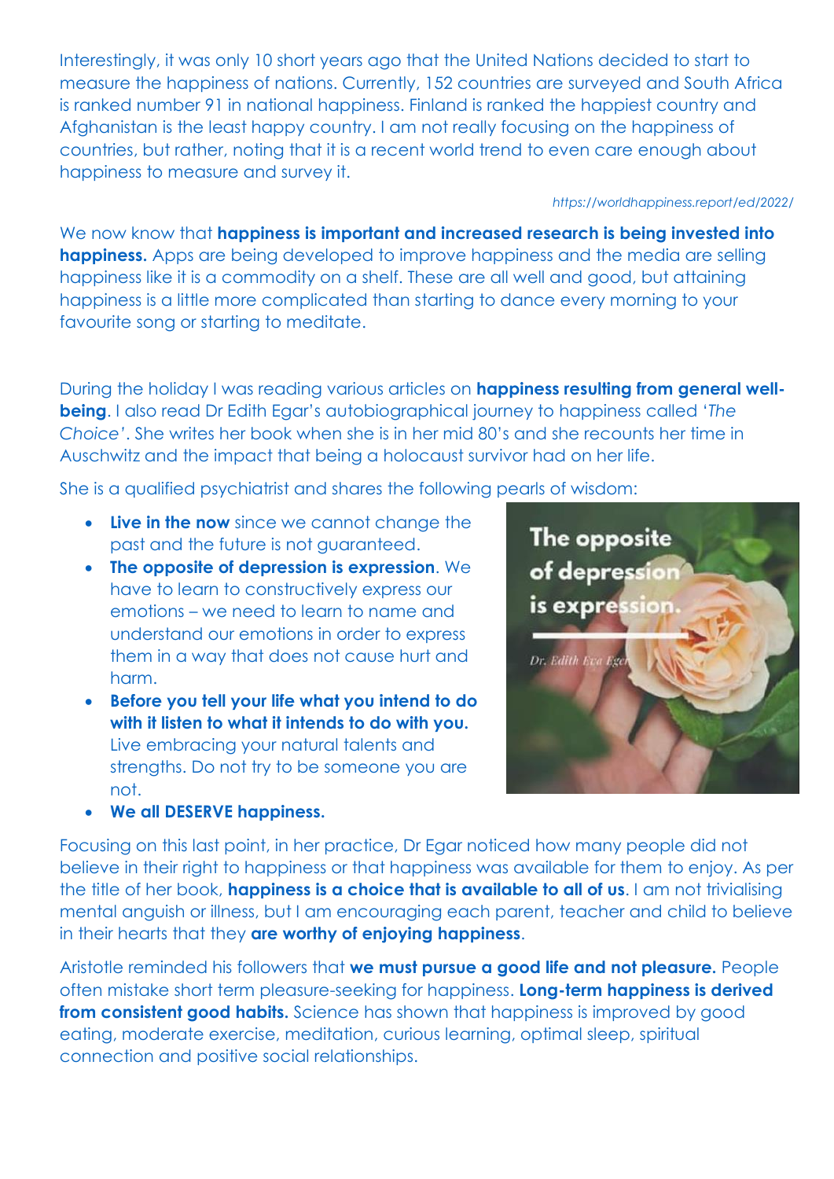Interestingly, it was only 10 short years ago that the United Nations decided to start to measure the happiness of nations. Currently, 152 countries are surveyed and South Africa is ranked number 91 in national happiness. Finland is ranked the happiest country and Afghanistan is the least happy country. I am not really focusing on the happiness of countries, but rather, noting that it is a recent world trend to even care enough about happiness to measure and survey it.

*https://worldhappiness.report/ed/2022/*

We now know that **happiness is important and increased research is being invested into happiness.** Apps are being developed to improve happiness and the media are selling happiness like it is a commodity on a shelf. These are all well and good, but attaining happiness is a little more complicated than starting to dance every morning to your favourite song or starting to meditate.

During the holiday I was reading various articles on **happiness resulting from general well-being**. I also read Dr Edith Egar's autobiographical journey to happiness called '*The Choice*'. She writes her book when she is in her mid 80's and she recounts her time in Auschwitz and the impact that being a holocaust survivor had on her life.

She is a qualified psychiatrist and shares the following pearls of wisdom:

- **Live in the now** since we cannot change the past and the future is not guaranteed.
- **The opposite of depression is expression**. We have to learn to constructively express our emotions – we need to learn to name and understand our emotions in order to express them in a way that does not cause hurt and harm.
- **Before you tell your life what you intend to do with it listen to what it intends to do with you.** Live embracing your natural talents and strengths. Do not try to be someone you are not.
- **We all DESERVE happiness.**

The opposite of depression is expression.

*Dr. Edith Eva Eger*

Focusing on this last point, in her practice, Dr Egar noticed how many people did not believe in their right to happiness or that happiness was available for them to enjoy. As per the title of her book, **happiness is a choice that is available to all of us**. I am not trivialising mental anguish or illness, but I am encouraging each parent, teacher and child to believe in their hearts that they **are worthy of enjoying happiness**.

Aristotle reminded his followers that **we must pursue a good life and not pleasure.** People often mistake short term pleasure-seeking for happiness. **Long-term happiness is derived from consistent good habits.** Science has shown that happiness is improved by good eating, moderate exercise, meditation, curious learning, optimal sleep, spiritual connection and positive social relationships.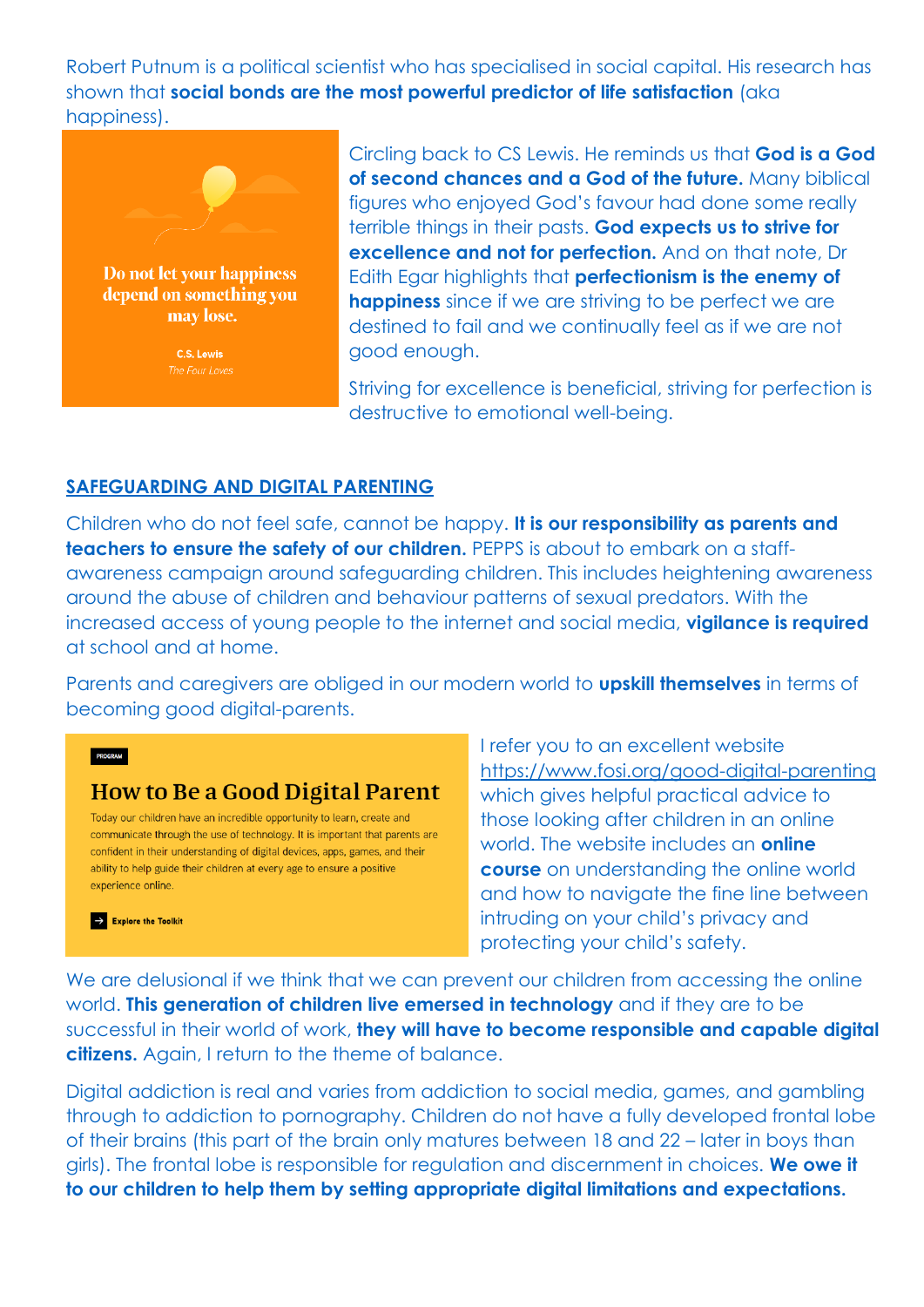Robert Putnum is a political scientist who has specialised in social capital. His research has shown that **social bonds are the most powerful predictor of life satisfaction** (aka happiness).

Do not let your happiness depend on something you may lose.

C.S. Lewis
*The Four Loves*

Circling back to CS Lewis. He reminds us that **God is a God of second chances and a God of the future.** Many biblical figures who enjoyed God's favour had done some really terrible things in their pasts. **God expects us to strive for excellence and not for perfection.** And on that note, Dr Edith Egar highlights that **perfectionism is the enemy of happiness** since if we are striving to be perfect we are destined to fail and we continually feel as if we are not good enough.

Striving for excellence is beneficial, striving for perfection is destructive to emotional well-being.

## SAFEGUARDING AND DIGITAL PARENTING

Children who do not feel safe, cannot be happy. **It is our responsibility as parents and teachers to ensure the safety of our children.** PEPPS is about to embark on a staff-awareness campaign around safeguarding children. This includes heightening awareness around the abuse of children and behaviour patterns of sexual predators. With the increased access of young people to the internet and social media, **vigilance is required** at school and at home.

Parents and caregivers are obliged in our modern world to **upskill themselves** in terms of becoming good digital-parents.

PROGRAM

**How to Be a Good Digital Parent**

Today our children have an incredible opportunity to learn, create and communicate through the use of technology. It is important that parents are confident in their understanding of digital devices, apps, games, and their ability to help guide their children at every age to ensure a positive experience online.

→ Explore the Toolkit

I refer you to an excellent website https://www.fosi.org/good-digital-parenting which gives helpful practical advice to those looking after children in an online world. The website includes an **online course** on understanding the online world and how to navigate the fine line between intruding on your child's privacy and protecting your child's safety.

We are delusional if we think that we can prevent our children from accessing the online world. **This generation of children live emersed in technology** and if they are to be successful in their world of work, **they will have to become responsible and capable digital citizens.** Again, I return to the theme of balance.

Digital addiction is real and varies from addiction to social media, games, and gambling through to addiction to pornography. Children do not have a fully developed frontal lobe of their brains (this part of the brain only matures between 18 and 22 – later in boys than girls). The frontal lobe is responsible for regulation and discernment in choices. **We owe it to our children to help them by setting appropriate digital limitations and expectations.**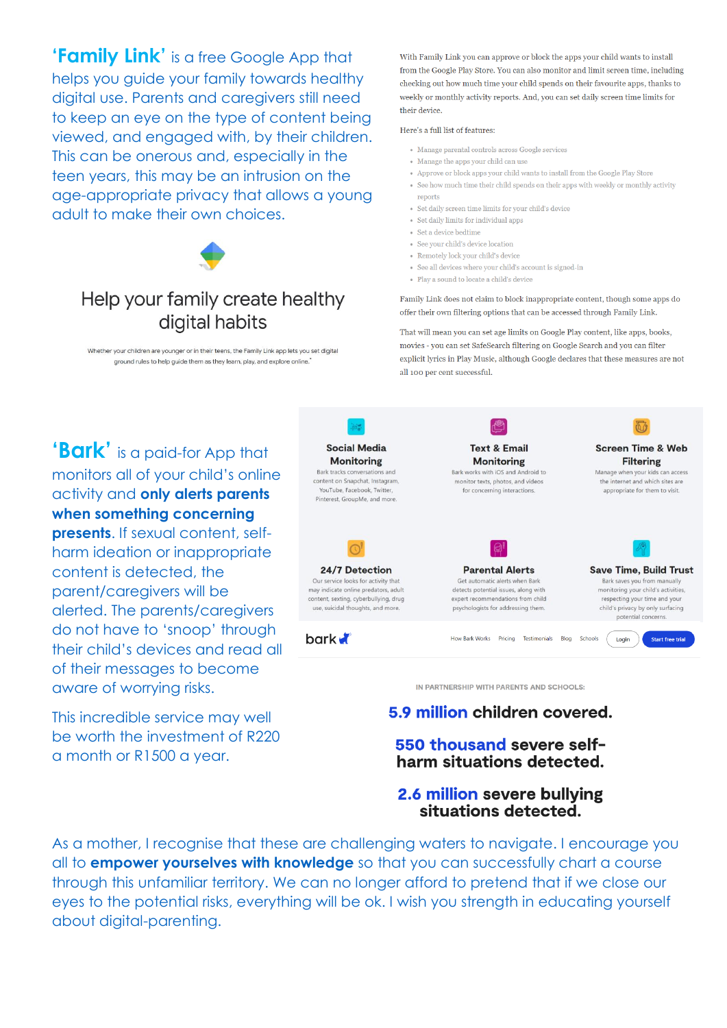**'Family Link'** is a free Google App that helps you guide your family towards healthy digital use. Parents and caregivers still need to keep an eye on the type of content being viewed, and engaged with, by their children. This can be onerous and, especially in the teen years, this may be an intrusion on the age-appropriate privacy that allows a young adult to make their own choices.

## Help your family create healthy digital habits

Whether your children are younger or in their teens, the Family Link app lets you set digital ground rules to help guide them as they learn, play, and explore online.*

With Family Link you can approve or block the apps your child wants to install from the Google Play Store. You can also monitor and limit screen time, including checking out how much time your child spends on their favourite apps, thanks to weekly or monthly activity reports. And, you can set daily screen time limits for their device.

Here's a full list of features:

- Manage parental controls across Google services
- Manage the apps your child can use
- Approve or block apps your child wants to install from the Google Play Store
- See how much time their child spends on their apps with weekly or monthly activity reports
- Set daily screen time limits for your child's device
- Set daily limits for individual apps
- Set a device bedtime
- See your child's device location
- Remotely lock your child's device
- See all devices where your child's account is signed-in
- Play a sound to locate a child's device

Family Link does not claim to block inappropriate content, though some apps do offer their own filtering options that can be accessed through Family Link.

That will mean you can set age limits on Google Play content, like apps, books, movies - you can set SafeSearch filtering on Google Search and you can filter explicit lyrics in Play Music, although Google declares that these measures are not all 100 per cent successful.

**'Bark'** is a paid-for App that monitors all of your child's online activity and **only alerts parents when something concerning presents**. If sexual content, self-harm ideation or inappropriate content is detected, the parent/caregivers will be alerted. The parents/caregivers do not have to 'snoop' through their child's devices and read all of their messages to become aware of worrying risks.

This incredible service may well be worth the investment of R220 a month or R1500 a year.

**Social Media Monitoring**
Bark tracks conversations and content on Snapchat, Instagram, YouTube, Facebook, Twitter, Pinterest, GroupMe, and more.

**Text & Email Monitoring**
Bark works with iOS and Android to monitor texts, photos, and videos for concerning interactions.

**Screen Time & Web Filtering**
Manage when your kids can access the internet and which sites are appropriate for them to visit.

**24/7 Detection**
Our service looks for activity that may indicate online predators, adult content, sexting, cyberbullying, drug use, suicidal thoughts, and more.

**Parental Alerts**
Get automatic alerts when Bark detects potential issues, along with expert recommendations from child psychologists for addressing them.

**Save Time, Build Trust**
Bark saves you from manually monitoring your child's activities, respecting your time and your child's privacy by only surfacing potential concerns.

bark — How Bark Works | Pricing | Testimonials | Blog | Schools | Login | Start free trial

IN PARTNERSHIP WITH PARENTS AND SCHOOLS:

**5.9 million children covered.**

**550 thousand severe self-harm situations detected.**

**2.6 million severe bullying situations detected.**

As a mother, I recognise that these are challenging waters to navigate. I encourage you all to **empower yourselves with knowledge** so that you can successfully chart a course through this unfamiliar territory. We can no longer afford to pretend that if we close our eyes to the potential risks, everything will be ok. I wish you strength in educating yourself about digital-parenting.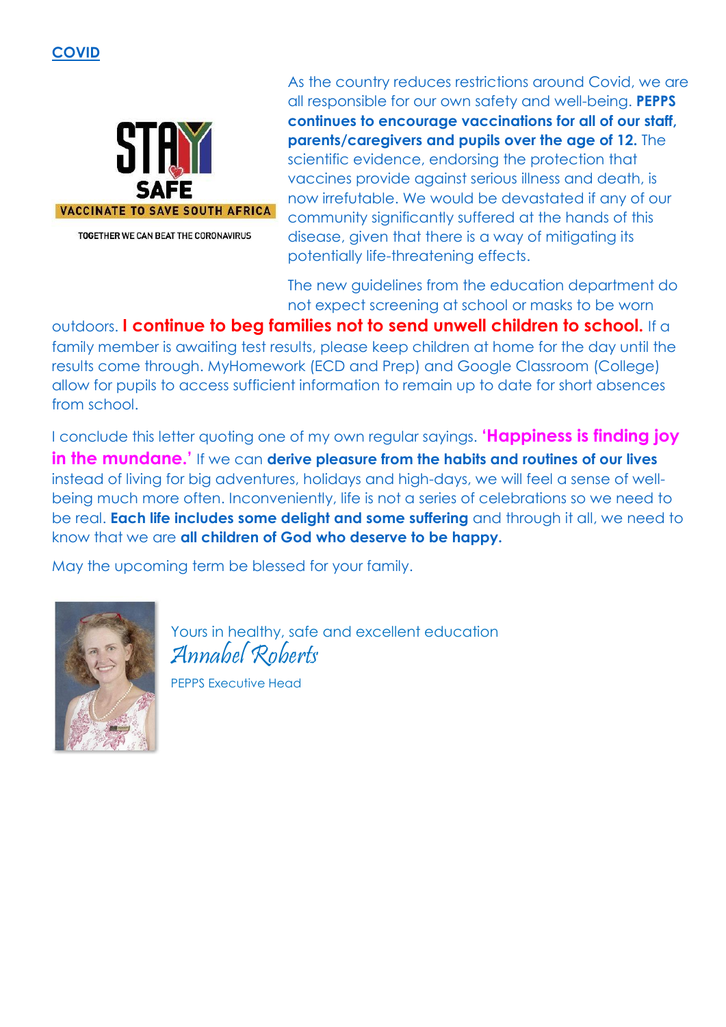## COVID

STAY SAFE

VACCINATE TO SAVE SOUTH AFRICA

TOGETHER WE CAN BEAT THE CORONAVIRUS

As the country reduces restrictions around Covid, we are all responsible for our own safety and well-being. **PEPPS continues to encourage vaccinations for all of our staff, parents/caregivers and pupils over the age of 12.** The scientific evidence, endorsing the protection that vaccines provide against serious illness and death, is now irrefutable. We would be devastated if any of our community significantly suffered at the hands of this disease, given that there is a way of mitigating its potentially life-threatening effects.

The new guidelines from the education department do not expect screening at school or masks to be worn outdoors. **I continue to beg families not to send unwell children to school.** If a family member is awaiting test results, please keep children at home for the day until the results come through. MyHomework (ECD and Prep) and Google Classroom (College) allow for pupils to access sufficient information to remain up to date for short absences from school.

I conclude this letter quoting one of my own regular sayings. **'Happiness is finding joy in the mundane.'** If we can **derive pleasure from the habits and routines of our lives** instead of living for big adventures, holidays and high-days, we will feel a sense of well-being much more often. Inconveniently, life is not a series of celebrations so we need to be real. **Each life includes some delight and some suffering** and through it all, we need to know that we are **all children of God who deserve to be happy.**

May the upcoming term be blessed for your family.

Yours in healthy, safe and excellent education

*Annabel Roberts*

PEPPS Executive Head